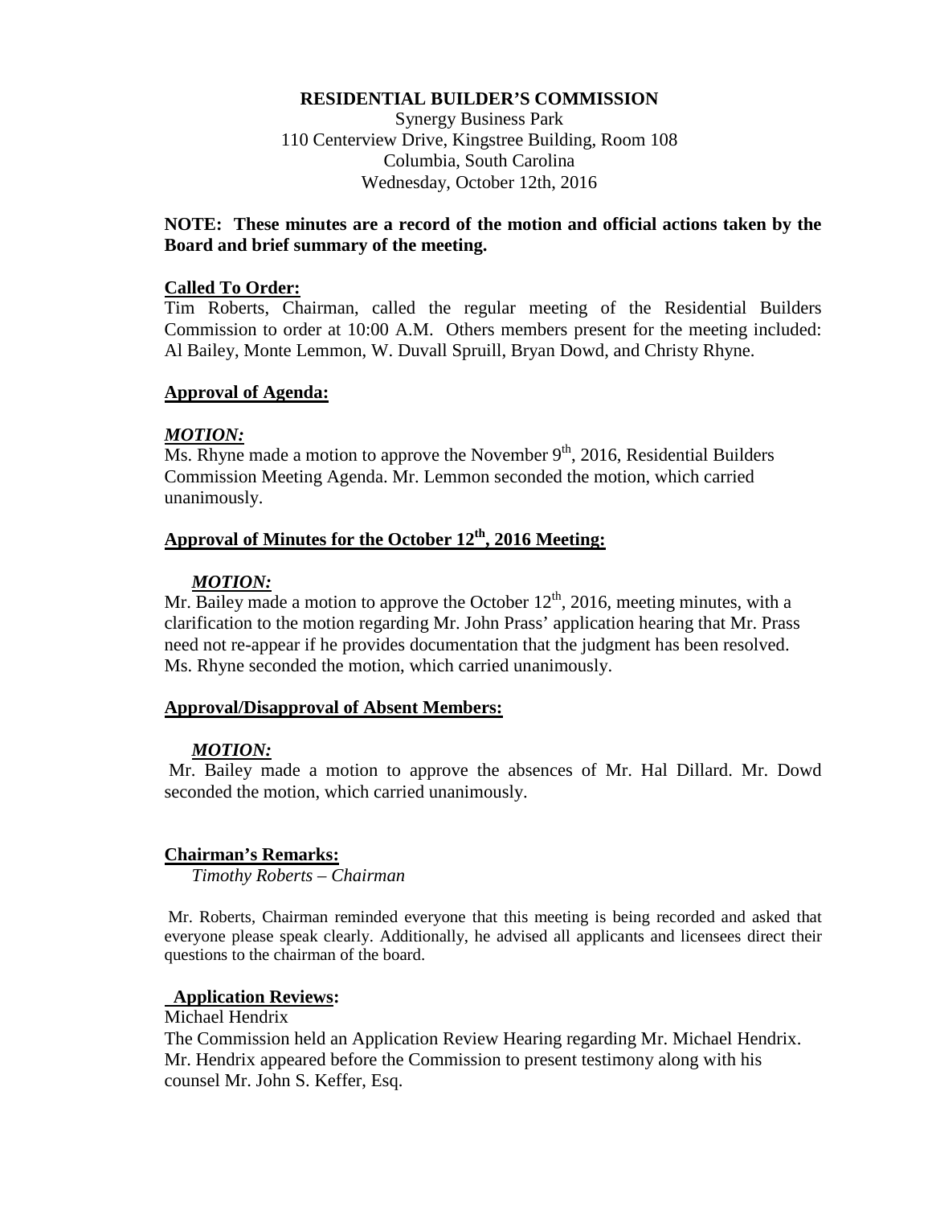**RESIDENTIAL BUILDER'S COMMISSION**

Synergy Business Park
110 Centerview Drive, Kingstree Building, Room 108
Columbia, South Carolina
Wednesday, October 12th, 2016

**NOTE: These minutes are a record of the motion and official actions taken by the Board and brief summary of the meeting.**

## Called To Order:

Tim Roberts, Chairman, called the regular meeting of the Residential Builders Commission to order at 10:00 A.M. Others members present for the meeting included: Al Bailey, Monte Lemmon, W. Duvall Spruill, Bryan Dowd, and Christy Rhyne.

## Approval of Agenda:

***MOTION:***

Ms. Rhyne made a motion to approve the November 9th, 2016, Residential Builders Commission Meeting Agenda. Mr. Lemmon seconded the motion, which carried unanimously.

## Approval of Minutes for the October 12th, 2016 Meeting:

***MOTION:***

Mr. Bailey made a motion to approve the October 12th, 2016, meeting minutes, with a clarification to the motion regarding Mr. John Prass' application hearing that Mr. Prass need not re-appear if he provides documentation that the judgment has been resolved. Ms. Rhyne seconded the motion, which carried unanimously.

## Approval/Disapproval of Absent Members:

***MOTION:***

Mr. Bailey made a motion to approve the absences of Mr. Hal Dillard. Mr. Dowd seconded the motion, which carried unanimously.

## Chairman's Remarks:

*Timothy Roberts – Chairman*

Mr. Roberts, Chairman reminded everyone that this meeting is being recorded and asked that everyone please speak clearly. Additionally, he advised all applicants and licensees direct their questions to the chairman of the board.

## Application Reviews:

Michael Hendrix

The Commission held an Application Review Hearing regarding Mr. Michael Hendrix. Mr. Hendrix appeared before the Commission to present testimony along with his counsel Mr. John S. Keffer, Esq.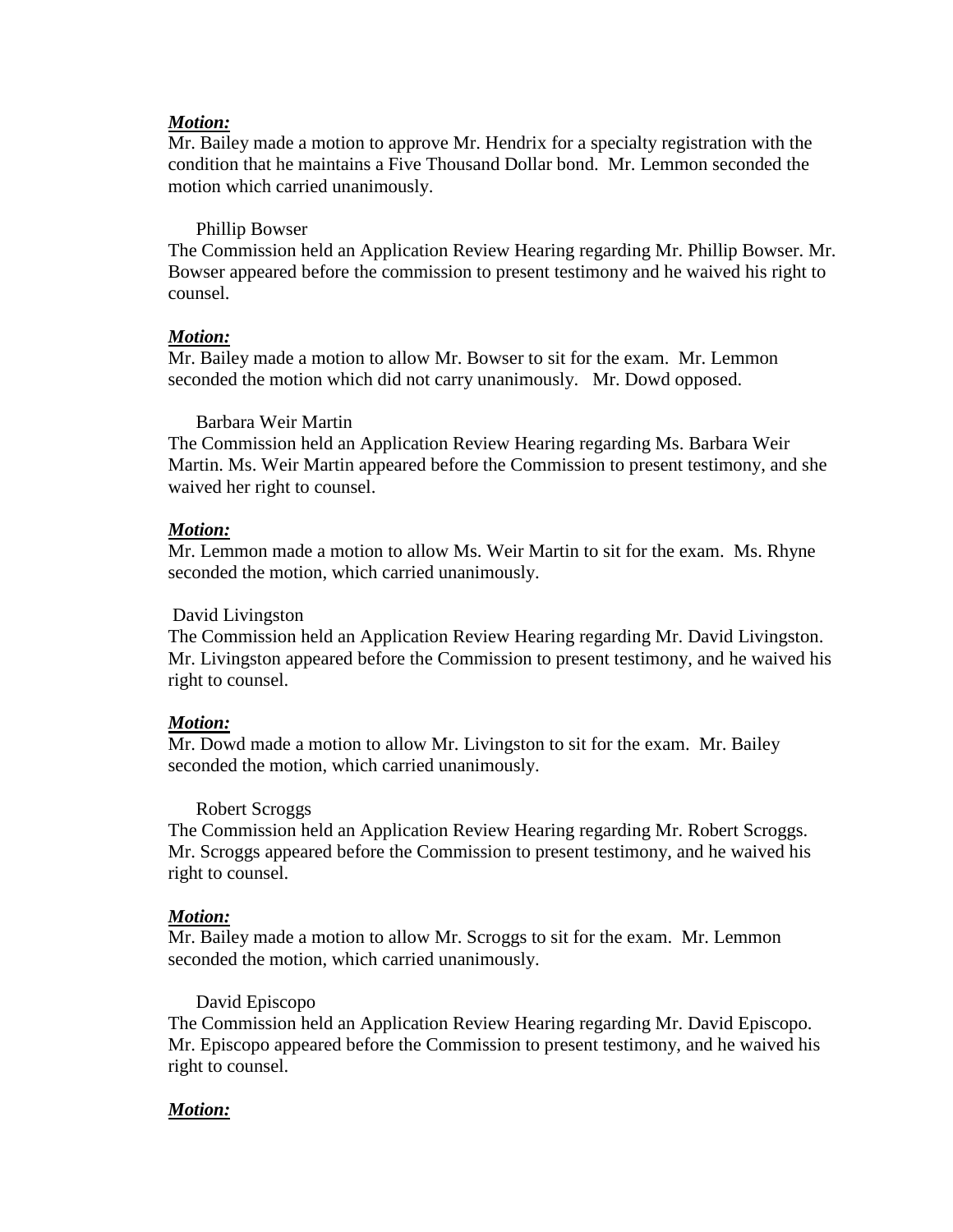***Motion:***

Mr. Bailey made a motion to approve Mr. Hendrix for a specialty registration with the condition that he maintains a Five Thousand Dollar bond. Mr. Lemmon seconded the motion which carried unanimously.

Phillip Bowser

The Commission held an Application Review Hearing regarding Mr. Phillip Bowser. Mr. Bowser appeared before the commission to present testimony and he waived his right to counsel.

***Motion:***

Mr. Bailey made a motion to allow Mr. Bowser to sit for the exam. Mr. Lemmon seconded the motion which did not carry unanimously. Mr. Dowd opposed.

Barbara Weir Martin

The Commission held an Application Review Hearing regarding Ms. Barbara Weir Martin. Ms. Weir Martin appeared before the Commission to present testimony, and she waived her right to counsel.

***Motion:***

Mr. Lemmon made a motion to allow Ms. Weir Martin to sit for the exam. Ms. Rhyne seconded the motion, which carried unanimously.

David Livingston

The Commission held an Application Review Hearing regarding Mr. David Livingston. Mr. Livingston appeared before the Commission to present testimony, and he waived his right to counsel.

***Motion:***

Mr. Dowd made a motion to allow Mr. Livingston to sit for the exam. Mr. Bailey seconded the motion, which carried unanimously.

Robert Scroggs

The Commission held an Application Review Hearing regarding Mr. Robert Scroggs. Mr. Scroggs appeared before the Commission to present testimony, and he waived his right to counsel.

***Motion:***

Mr. Bailey made a motion to allow Mr. Scroggs to sit for the exam. Mr. Lemmon seconded the motion, which carried unanimously.

David Episcopo

The Commission held an Application Review Hearing regarding Mr. David Episcopo. Mr. Episcopo appeared before the Commission to present testimony, and he waived his right to counsel.

***Motion:***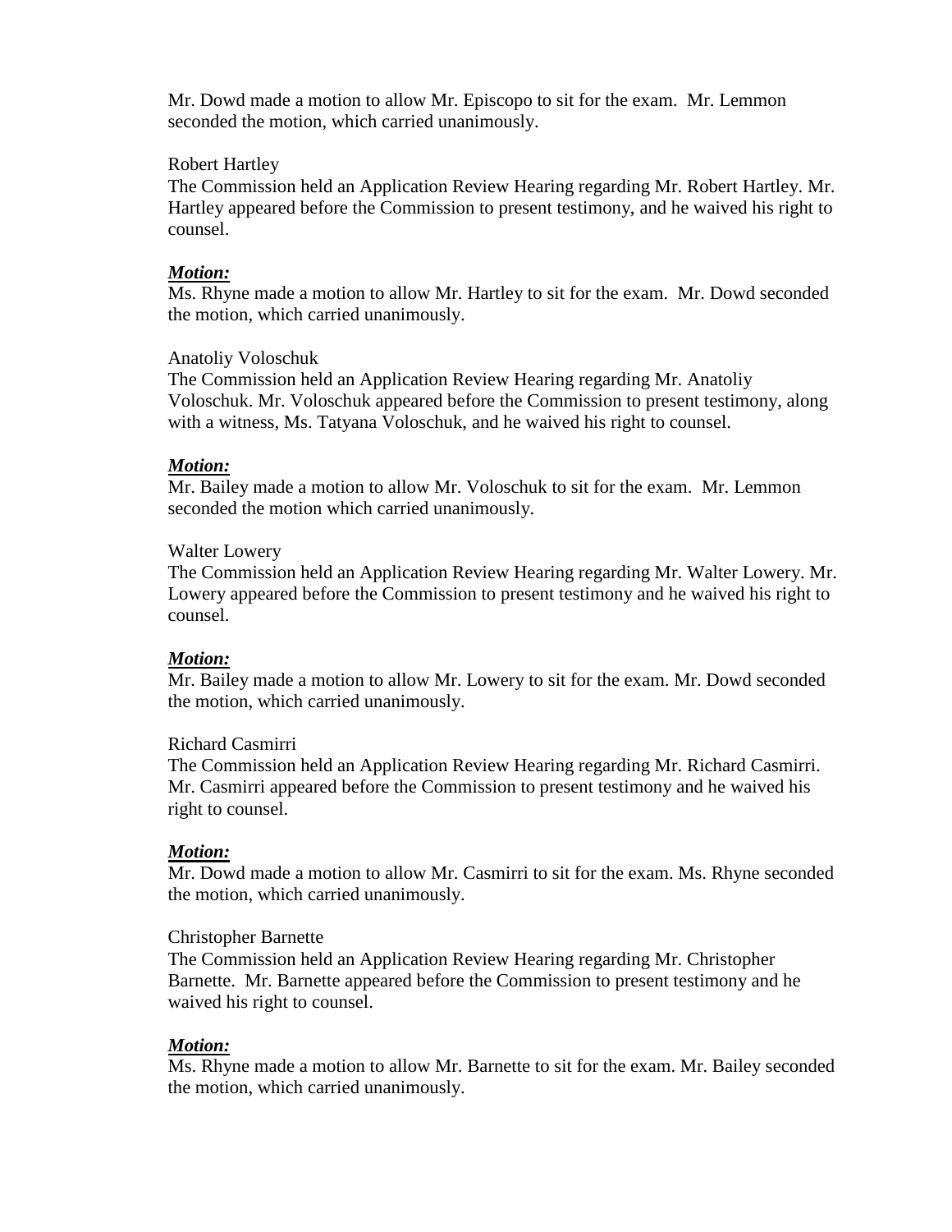Mr. Dowd made a motion to allow Mr. Episcopo to sit for the exam. Mr. Lemmon seconded the motion, which carried unanimously.

Robert Hartley

The Commission held an Application Review Hearing regarding Mr. Robert Hartley. Mr. Hartley appeared before the Commission to present testimony, and he waived his right to counsel.

***Motion:***

Ms. Rhyne made a motion to allow Mr. Hartley to sit for the exam. Mr. Dowd seconded the motion, which carried unanimously.

Anatoliy Voloschuk

The Commission held an Application Review Hearing regarding Mr. Anatoliy Voloschuk. Mr. Voloschuk appeared before the Commission to present testimony, along with a witness, Ms. Tatyana Voloschuk, and he waived his right to counsel.

***Motion:***

Mr. Bailey made a motion to allow Mr. Voloschuk to sit for the exam. Mr. Lemmon seconded the motion which carried unanimously.

Walter Lowery

The Commission held an Application Review Hearing regarding Mr. Walter Lowery. Mr. Lowery appeared before the Commission to present testimony and he waived his right to counsel.

***Motion:***

Mr. Bailey made a motion to allow Mr. Lowery to sit for the exam. Mr. Dowd seconded the motion, which carried unanimously.

Richard Casmirri

The Commission held an Application Review Hearing regarding Mr. Richard Casmirri. Mr. Casmirri appeared before the Commission to present testimony and he waived his right to counsel.

***Motion:***

Mr. Dowd made a motion to allow Mr. Casmirri to sit for the exam. Ms. Rhyne seconded the motion, which carried unanimously.

Christopher Barnette

The Commission held an Application Review Hearing regarding Mr. Christopher Barnette. Mr. Barnette appeared before the Commission to present testimony and he waived his right to counsel.

***Motion:***

Ms. Rhyne made a motion to allow Mr. Barnette to sit for the exam. Mr. Bailey seconded the motion, which carried unanimously.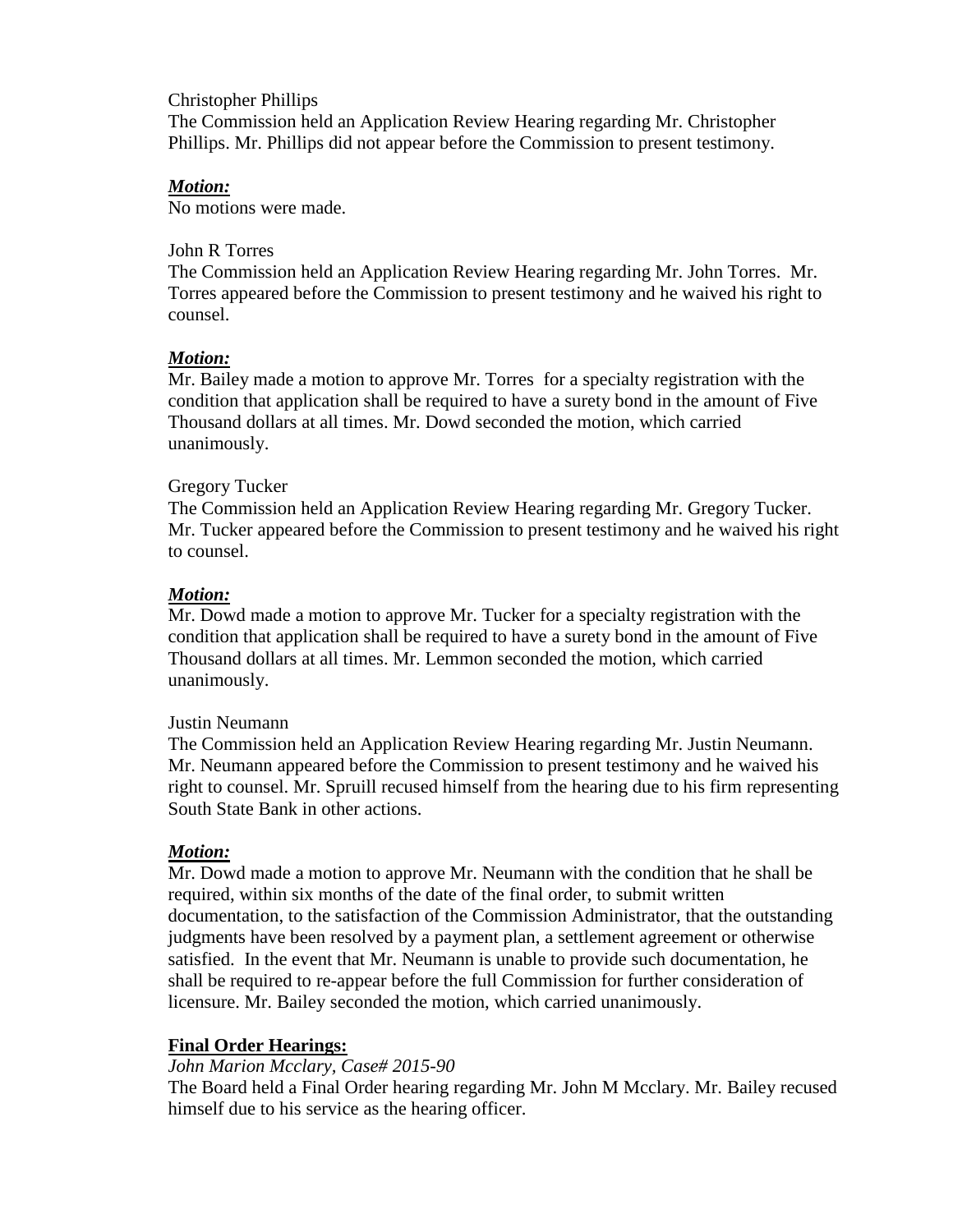Christopher Phillips
The Commission held an Application Review Hearing regarding Mr. Christopher Phillips. Mr. Phillips did not appear before the Commission to present testimony.

***Motion:***
No motions were made.

John R Torres
The Commission held an Application Review Hearing regarding Mr. John Torres. Mr. Torres appeared before the Commission to present testimony and he waived his right to counsel.

***Motion:***
Mr. Bailey made a motion to approve Mr. Torres for a specialty registration with the condition that application shall be required to have a surety bond in the amount of Five Thousand dollars at all times. Mr. Dowd seconded the motion, which carried unanimously.

Gregory Tucker
The Commission held an Application Review Hearing regarding Mr. Gregory Tucker. Mr. Tucker appeared before the Commission to present testimony and he waived his right to counsel.

***Motion:***
Mr. Dowd made a motion to approve Mr. Tucker for a specialty registration with the condition that application shall be required to have a surety bond in the amount of Five Thousand dollars at all times. Mr. Lemmon seconded the motion, which carried unanimously.

Justin Neumann
The Commission held an Application Review Hearing regarding Mr. Justin Neumann. Mr. Neumann appeared before the Commission to present testimony and he waived his right to counsel. Mr. Spruill recused himself from the hearing due to his firm representing South State Bank in other actions.

***Motion:***
Mr. Dowd made a motion to approve Mr. Neumann with the condition that he shall be required, within six months of the date of the final order, to submit written documentation, to the satisfaction of the Commission Administrator, that the outstanding judgments have been resolved by a payment plan, a settlement agreement or otherwise satisfied. In the event that Mr. Neumann is unable to provide such documentation, he shall be required to re-appear before the full Commission for further consideration of licensure. Mr. Bailey seconded the motion, which carried unanimously.

**Final Order Hearings:**

*John Marion Mcclary, Case# 2015-90*
The Board held a Final Order hearing regarding Mr. John M Mcclary. Mr. Bailey recused himself due to his service as the hearing officer.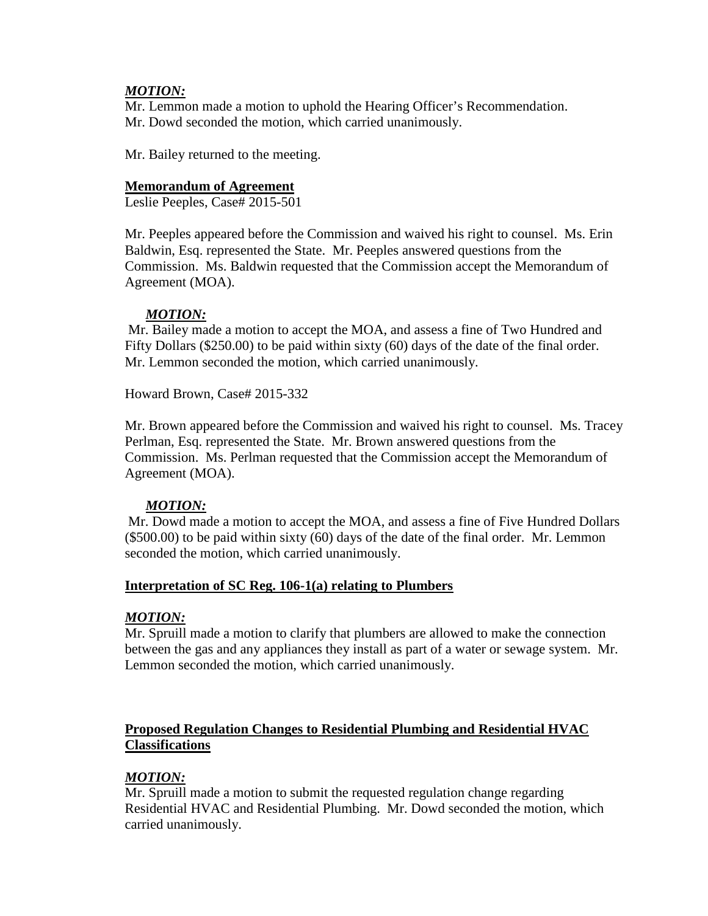***MOTION:***
Mr. Lemmon made a motion to uphold the Hearing Officer's Recommendation.
Mr. Dowd seconded the motion, which carried unanimously.

Mr. Bailey returned to the meeting.

**Memorandum of Agreement**
Leslie Peeples, Case# 2015-501

Mr. Peeples appeared before the Commission and waived his right to counsel. Ms. Erin Baldwin, Esq. represented the State. Mr. Peeples answered questions from the Commission. Ms. Baldwin requested that the Commission accept the Memorandum of Agreement (MOA).

***MOTION:***
Mr. Bailey made a motion to accept the MOA, and assess a fine of Two Hundred and Fifty Dollars ($250.00) to be paid within sixty (60) days of the date of the final order. Mr. Lemmon seconded the motion, which carried unanimously.

Howard Brown, Case# 2015-332

Mr. Brown appeared before the Commission and waived his right to counsel. Ms. Tracey Perlman, Esq. represented the State. Mr. Brown answered questions from the Commission. Ms. Perlman requested that the Commission accept the Memorandum of Agreement (MOA).

***MOTION:***
Mr. Dowd made a motion to accept the MOA, and assess a fine of Five Hundred Dollars ($500.00) to be paid within sixty (60) days of the date of the final order. Mr. Lemmon seconded the motion, which carried unanimously.

**Interpretation of SC Reg. 106-1(a) relating to Plumbers**

***MOTION:***
Mr. Spruill made a motion to clarify that plumbers are allowed to make the connection between the gas and any appliances they install as part of a water or sewage system. Mr. Lemmon seconded the motion, which carried unanimously.

**Proposed Regulation Changes to Residential Plumbing and Residential HVAC Classifications**

***MOTION:***
Mr. Spruill made a motion to submit the requested regulation change regarding Residential HVAC and Residential Plumbing. Mr. Dowd seconded the motion, which carried unanimously.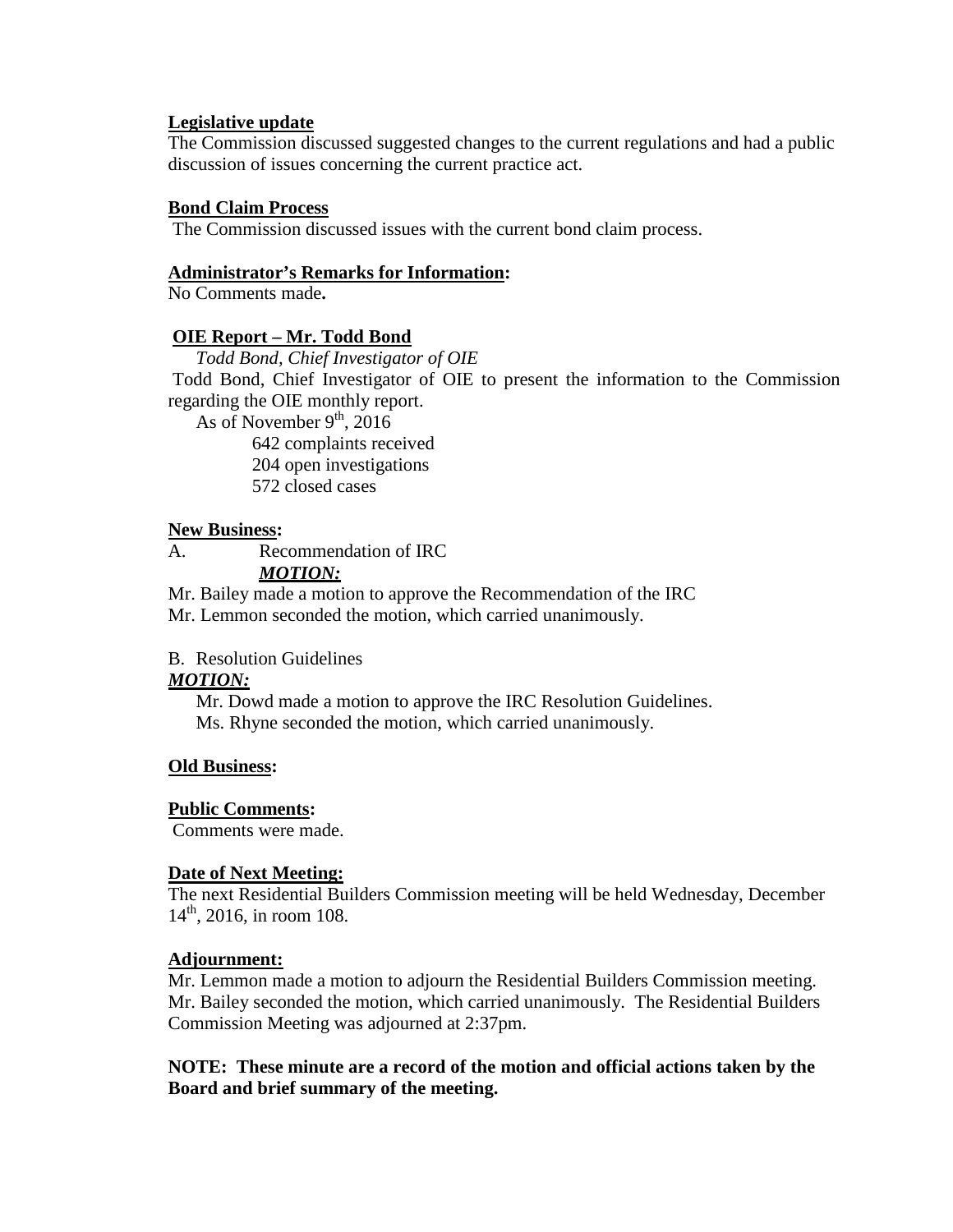**Legislative update**

The Commission discussed suggested changes to the current regulations and had a public discussion of issues concerning the current practice act.

**Bond Claim Process**

The Commission discussed issues with the current bond claim process.

**Administrator's Remarks for Information:**

No Comments made**.**

**OIE Report – Mr. Todd Bond**

*Todd Bond, Chief Investigator of OIE*

Todd Bond, Chief Investigator of OIE to present the information to the Commission regarding the OIE monthly report.

As of November 9th, 2016

642 complaints received
204 open investigations
572 closed cases

**New Business:**

A. Recommendation of IRC

***MOTION:***

Mr. Bailey made a motion to approve the Recommendation of the IRC
Mr. Lemmon seconded the motion, which carried unanimously.

B. Resolution Guidelines

***MOTION:***

Mr. Dowd made a motion to approve the IRC Resolution Guidelines.
Ms. Rhyne seconded the motion, which carried unanimously.

**Old Business:**

**Public Comments:**

Comments were made.

**Date of Next Meeting:**

The next Residential Builders Commission meeting will be held Wednesday, December 14th, 2016, in room 108.

**Adjournment:**

Mr. Lemmon made a motion to adjourn the Residential Builders Commission meeting. Mr. Bailey seconded the motion, which carried unanimously. The Residential Builders Commission Meeting was adjourned at 2:37pm.

**NOTE: These minute are a record of the motion and official actions taken by the Board and brief summary of the meeting.**